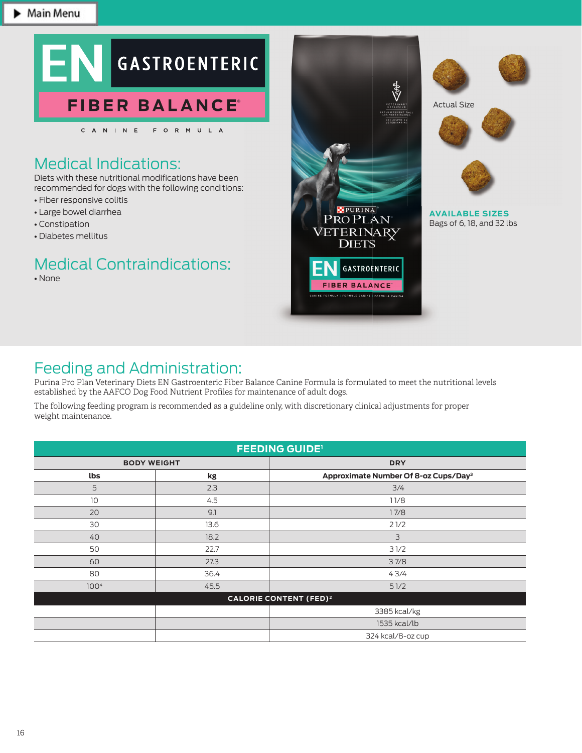# EN GASTROENTERIC FIBER BALANCE®

CANINE FORMULA

## Medical Indications:

Diets with these nutritional modifications have been recommended for dogs with the following conditions:

- Fiber responsive colitis
- Large bowel diarrhea
- Constipation
- Diabetes mellitus

## Medical Contraindications:

- None

Actual Size

**AVAILABLE SIZES**

Bags of 6, 18, and 32 lbs

## Feeding and Administration:

Purina Pro Plan Veterinary Diets EN Gastroenteric Fiber Balance Canine Formula is formulated to meet the nutritional levels established by the AAFCO Dog Food Nutrient Profiles for maintenance of adult dogs.

The following feeding program is recommended as a guideline only, with discretionary clinical adjustments for proper weight maintenance.

| FEEDING GUIDE[1] | | |
|---|---|---|
| BODY WEIGHT | | DRY |
| lbs | kg | Approximate Number Of 8-oz Cups/Day[3] |
| 5 | 2.3 | 3/4 |
| 10 | 4.5 | 1 1/8 |
| 20 | 9.1 | 1 7/8 |
| 30 | 13.6 | 2 1/2 |
| 40 | 18.2 | 3 |
| 50 | 22.7 | 3 1/2 |
| 60 | 27.3 | 3 7/8 |
| 80 | 36.4 | 4 3/4 |
| 100[4] | 45.5 | 5 1/2 |
| CALORIE CONTENT (FED)[2] | | |
| | | 3385 kcal/kg |
| | | 1535 kcal/lb |
| | | 324 kcal/8-oz cup |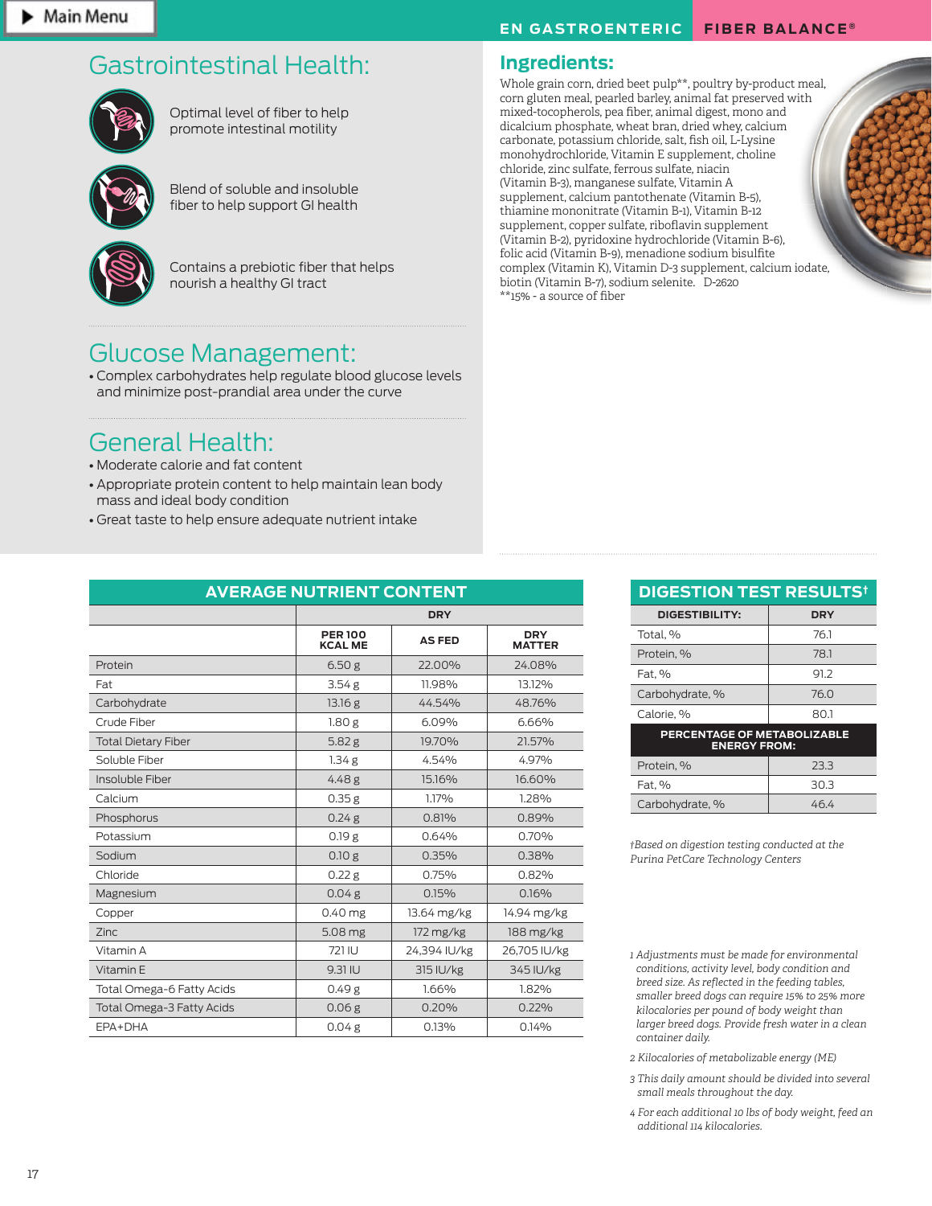# Gastrointestinal Health:

Optimal level of fiber to help promote intestinal motility

Blend of soluble and insoluble fiber to help support GI health

Contains a prebiotic fiber that helps nourish a healthy GI tract

# Glucose Management:

- Complex carbohydrates help regulate blood glucose levels and minimize post-prandial area under the curve

# General Health:

- Moderate calorie and fat content
- Appropriate protein content to help maintain lean body mass and ideal body condition
- Great taste to help ensure adequate nutrient intake

## Ingredients:

Whole grain corn, dried beet pulp**, poultry by-product meal, corn gluten meal, pearled barley, animal fat preserved with mixed-tocopherols, pea fiber, animal digest, mono and dicalcium phosphate, wheat bran, dried whey, calcium carbonate, potassium chloride, salt, fish oil, L-Lysine monohydrochloride, Vitamin E supplement, choline chloride, zinc sulfate, ferrous sulfate, niacin (Vitamin B-3), manganese sulfate, Vitamin A supplement, calcium pantothenate (Vitamin B-5), thiamine mononitrate (Vitamin B-1), Vitamin B-12 supplement, copper sulfate, riboflavin supplement (Vitamin B-2), pyridoxine hydrochloride (Vitamin B-6), folic acid (Vitamin B-9), menadione sodium bisulfite complex (Vitamin K), Vitamin D-3 supplement, calcium iodate, biotin (Vitamin B-7), sodium selenite. D-2620

**15% - a source of fiber

## AVERAGE NUTRIENT CONTENT

| | DRY | | |
|---|---|---|---|
| | PER 100 KCAL ME | AS FED | DRY MATTER |
| Protein | 6.50 g | 22.00% | 24.08% |
| Fat | 3.54 g | 11.98% | 13.12% |
| Carbohydrate | 13.16 g | 44.54% | 48.76% |
| Crude Fiber | 1.80 g | 6.09% | 6.66% |
| Total Dietary Fiber | 5.82 g | 19.70% | 21.57% |
| Soluble Fiber | 1.34 g | 4.54% | 4.97% |
| Insoluble Fiber | 4.48 g | 15.16% | 16.60% |
| Calcium | 0.35 g | 1.17% | 1.28% |
| Phosphorus | 0.24 g | 0.81% | 0.89% |
| Potassium | 0.19 g | 0.64% | 0.70% |
| Sodium | 0.10 g | 0.35% | 0.38% |
| Chloride | 0.22 g | 0.75% | 0.82% |
| Magnesium | 0.04 g | 0.15% | 0.16% |
| Copper | 0.40 mg | 13.64 mg/kg | 14.94 mg/kg |
| Zinc | 5.08 mg | 172 mg/kg | 188 mg/kg |
| Vitamin A | 721 IU | 24,394 IU/kg | 26,705 IU/kg |
| Vitamin E | 9.31 IU | 315 IU/kg | 345 IU/kg |
| Total Omega-6 Fatty Acids | 0.49 g | 1.66% | 1.82% |
| Total Omega-3 Fatty Acids | 0.06 g | 0.20% | 0.22% |
| EPA+DHA | 0.04 g | 0.13% | 0.14% |

## DIGESTION TEST RESULTS†

| DIGESTIBILITY: | DRY |
|---|---|
| Total, % | 76.1 |
| Protein, % | 78.1 |
| Fat, % | 91.2 |
| Carbohydrate, % | 76.0 |
| Calorie, % | 80.1 |
| **PERCENTAGE OF METABOLIZABLE ENERGY FROM:** | |
| Protein, % | 23.3 |
| Fat, % | 30.3 |
| Carbohydrate, % | 46.4 |

*†Based on digestion testing conducted at the Purina PetCare Technology Centers*

*1 Adjustments must be made for environmental conditions, activity level, body condition and breed size. As reflected in the feeding tables, smaller breed dogs can require 15% to 25% more kilocalories per pound of body weight than larger breed dogs. Provide fresh water in a clean container daily.*

*2 Kilocalories of metabolizable energy (ME)*

*3 This daily amount should be divided into several small meals throughout the day.*

*4 For each additional 10 lbs of body weight, feed an additional 114 kilocalories.*